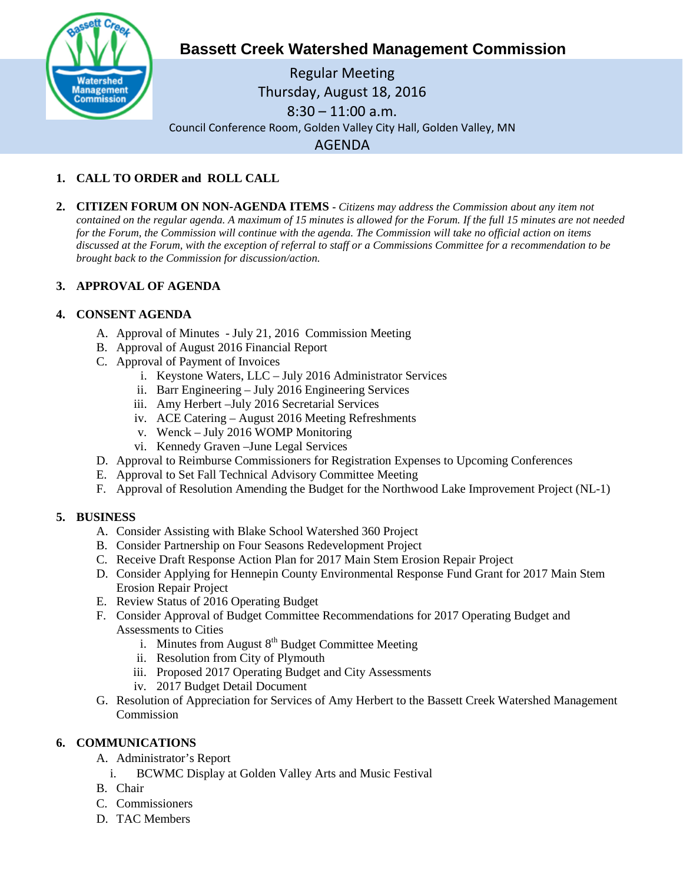# Bassett Creek Watershed Management Commission

Regular Meeting
Thursday, August 18, 2016
8:30 – 11:00 a.m.
Council Conference Room, Golden Valley City Hall, Golden Valley, MN

## AGENDA

1. **CALL TO ORDER and ROLL CALL**

2. **CITIZEN FORUM ON NON-AGENDA ITEMS** - *Citizens may address the Commission about any item not contained on the regular agenda. A maximum of 15 minutes is allowed for the Forum. If the full 15 minutes are not needed for the Forum, the Commission will continue with the agenda. The Commission will take no official action on items discussed at the Forum, with the exception of referral to staff or a Commissions Committee for a recommendation to be brought back to the Commission for discussion/action.*

3. **APPROVAL OF AGENDA**

4. **CONSENT AGENDA**
   A. Approval of Minutes - July 21, 2016 Commission Meeting
   B. Approval of August 2016 Financial Report
   C. Approval of Payment of Invoices
      i. Keystone Waters, LLC – July 2016 Administrator Services
      ii. Barr Engineering – July 2016 Engineering Services
      iii. Amy Herbert –July 2016 Secretarial Services
      iv. ACE Catering – August 2016 Meeting Refreshments
      v. Wenck – July 2016 WOMP Monitoring
      vi. Kennedy Graven –June Legal Services
   D. Approval to Reimburse Commissioners for Registration Expenses to Upcoming Conferences
   E. Approval to Set Fall Technical Advisory Committee Meeting
   F. Approval of Resolution Amending the Budget for the Northwood Lake Improvement Project (NL-1)

5. **BUSINESS**
   A. Consider Assisting with Blake School Watershed 360 Project
   B. Consider Partnership on Four Seasons Redevelopment Project
   C. Receive Draft Response Action Plan for 2017 Main Stem Erosion Repair Project
   D. Consider Applying for Hennepin County Environmental Response Fund Grant for 2017 Main Stem Erosion Repair Project
   E. Review Status of 2016 Operating Budget
   F. Consider Approval of Budget Committee Recommendations for 2017 Operating Budget and Assessments to Cities
      i. Minutes from August 8th Budget Committee Meeting
      ii. Resolution from City of Plymouth
      iii. Proposed 2017 Operating Budget and City Assessments
      iv. 2017 Budget Detail Document
   G. Resolution of Appreciation for Services of Amy Herbert to the Bassett Creek Watershed Management Commission

6. **COMMUNICATIONS**
   A. Administrator's Report
      i. BCWMC Display at Golden Valley Arts and Music Festival
   B. Chair
   C. Commissioners
   D. TAC Members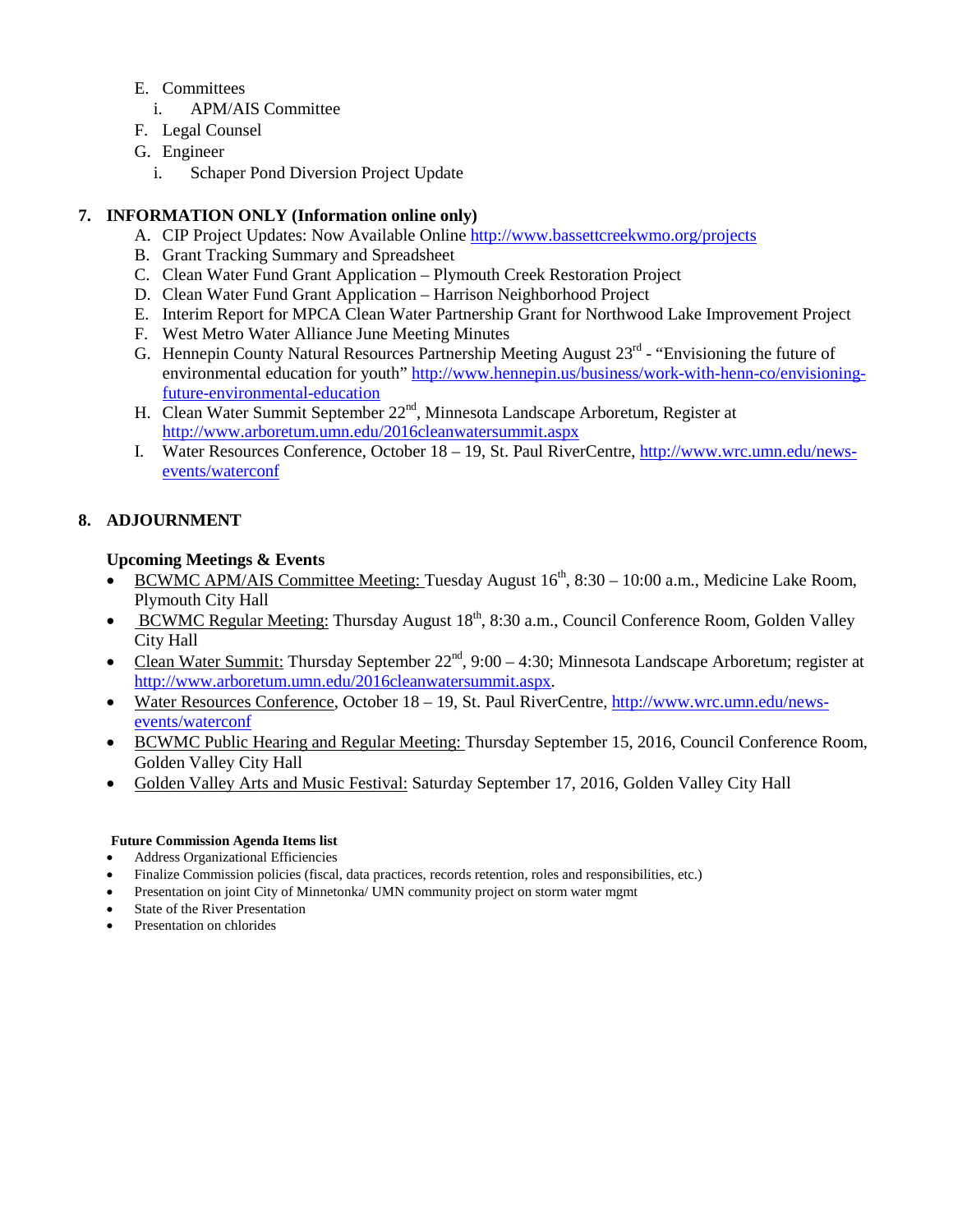E. Committees
   i. APM/AIS Committee
F. Legal Counsel
G. Engineer
   i. Schaper Pond Diversion Project Update

**7. INFORMATION ONLY (Information online only)**

A. CIP Project Updates: Now Available Online http://www.bassettcreekwmo.org/projects
B. Grant Tracking Summary and Spreadsheet
C. Clean Water Fund Grant Application – Plymouth Creek Restoration Project
D. Clean Water Fund Grant Application – Harrison Neighborhood Project
E. Interim Report for MPCA Clean Water Partnership Grant for Northwood Lake Improvement Project
F. West Metro Water Alliance June Meeting Minutes
G. Hennepin County Natural Resources Partnership Meeting August 23rd - "Envisioning the future of environmental education for youth" http://www.hennepin.us/business/work-with-henn-co/envisioning-future-environmental-education
H. Clean Water Summit September 22nd, Minnesota Landscape Arboretum, Register at http://www.arboretum.umn.edu/2016cleanwatersummit.aspx
I. Water Resources Conference, October 18 – 19, St. Paul RiverCentre, http://www.wrc.umn.edu/news-events/waterconf

**8. ADJOURNMENT**

**Upcoming Meetings & Events**

- BCWMC APM/AIS Committee Meeting: Tuesday August 16th, 8:30 – 10:00 a.m., Medicine Lake Room, Plymouth City Hall
- BCWMC Regular Meeting: Thursday August 18th, 8:30 a.m., Council Conference Room, Golden Valley City Hall
- Clean Water Summit: Thursday September 22nd, 9:00 – 4:30; Minnesota Landscape Arboretum; register at http://www.arboretum.umn.edu/2016cleanwatersummit.aspx.
- Water Resources Conference, October 18 – 19, St. Paul RiverCentre, http://www.wrc.umn.edu/news-events/waterconf
- BCWMC Public Hearing and Regular Meeting: Thursday September 15, 2016, Council Conference Room, Golden Valley City Hall
- Golden Valley Arts and Music Festival: Saturday September 17, 2016, Golden Valley City Hall

**Future Commission Agenda Items list**

- Address Organizational Efficiencies
- Finalize Commission policies (fiscal, data practices, records retention, roles and responsibilities, etc.)
- Presentation on joint City of Minnetonka/ UMN community project on storm water mgmt
- State of the River Presentation
- Presentation on chlorides